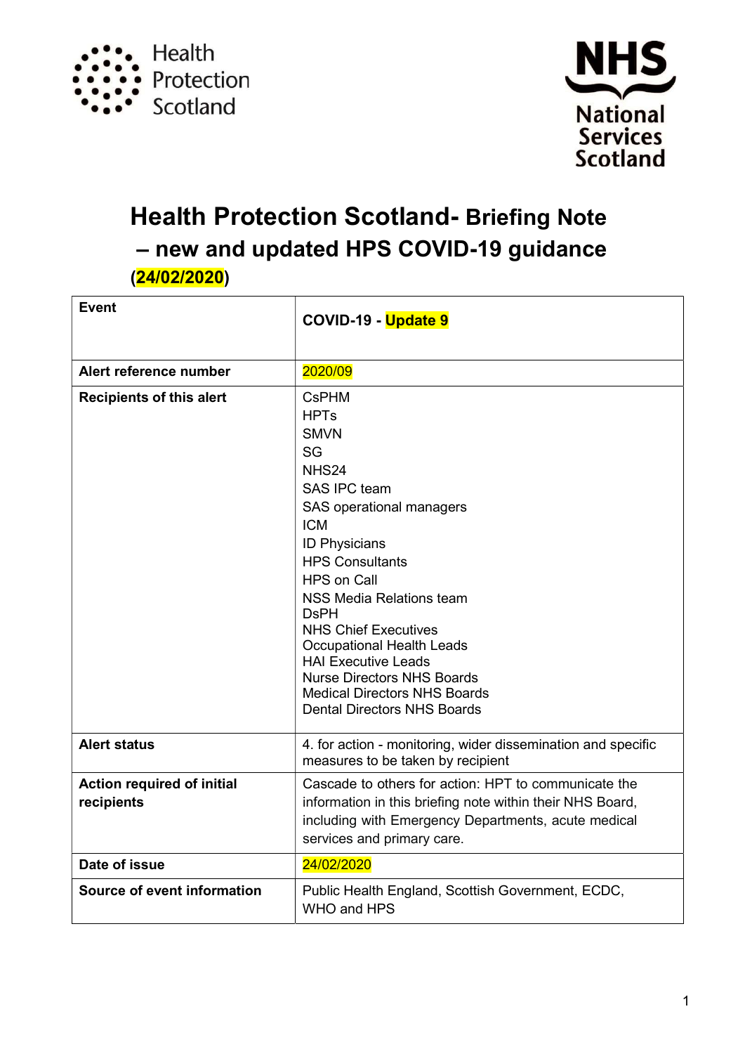Health Protection Scotland

NHS National Services Scotland

# Health Protection Scotland- Briefing Note – new and updated HPS COVID-19 guidance

**(24/02/2020)**

| **Event** | **COVID-19 - Update 9** |
|---|---|
| **Alert reference number** | 2020/09 |
| **Recipients of this alert** | CsPHM<br>HPTs<br>SMVN<br>SG<br>NHS24<br>SAS IPC team<br>SAS operational managers<br>ICM<br>ID Physicians<br>HPS Consultants<br>HPS on Call<br>NSS Media Relations team<br>DsPH<br>NHS Chief Executives<br>Occupational Health Leads<br>HAI Executive Leads<br>Nurse Directors NHS Boards<br>Medical Directors NHS Boards<br>Dental Directors NHS Boards |
| **Alert status** | 4. for action - monitoring, wider dissemination and specific measures to be taken by recipient |
| **Action required of initial recipients** | Cascade to others for action: HPT to communicate the information in this briefing note within their NHS Board, including with Emergency Departments, acute medical services and primary care. |
| **Date of issue** | 24/02/2020 |
| **Source of event information** | Public Health England, Scottish Government, ECDC, WHO and HPS |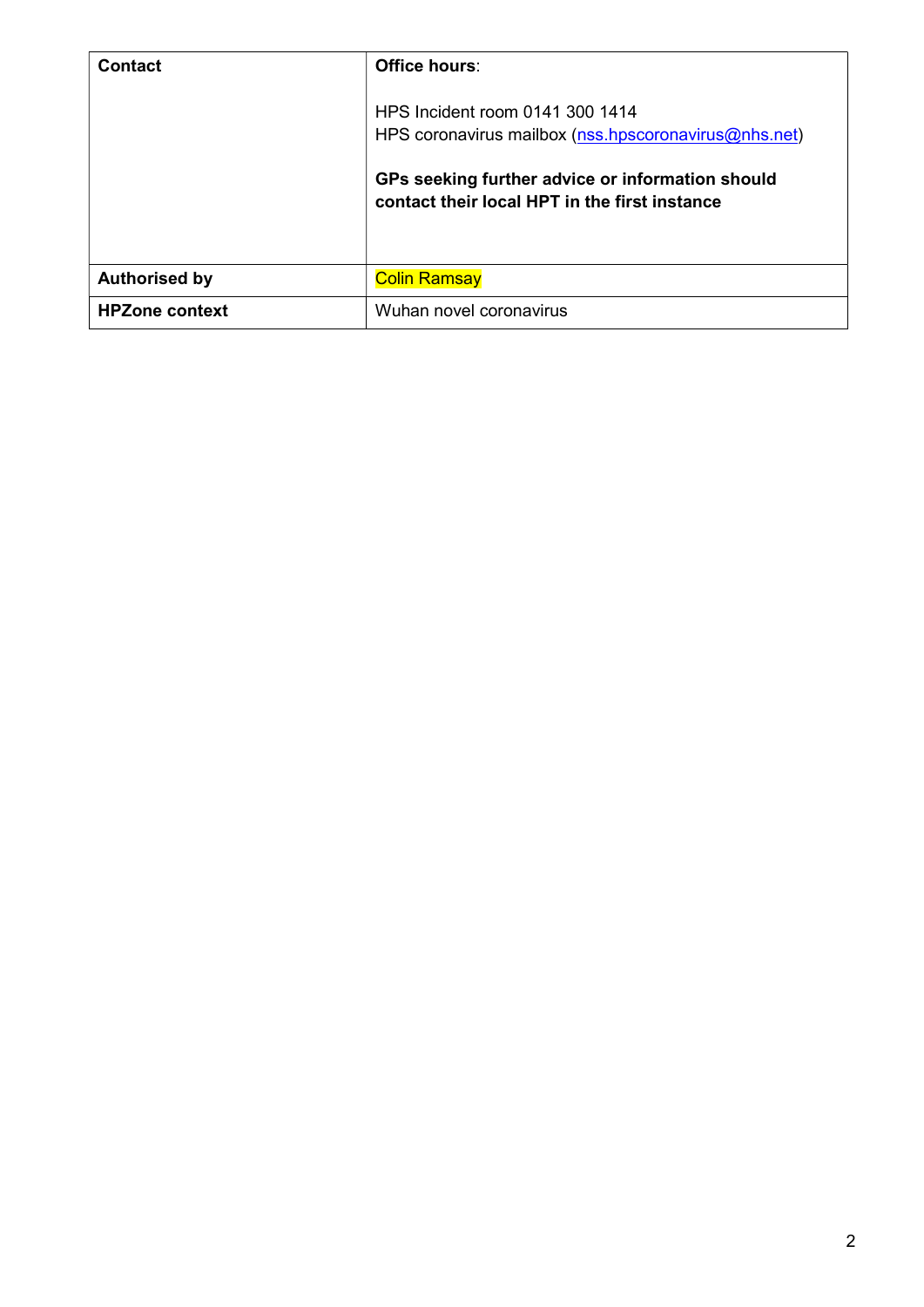| Contact | **Office hours**:<br><br>HPS Incident room 0141 300 1414<br>HPS coronavirus mailbox (nss.hpscoronavirus@nhs.net)<br><br>**GPs seeking further advice or information should contact their local HPT in the first instance** |
|---|---|
| **Authorised by** | Colin Ramsay |
| **HPZone context** | Wuhan novel coronavirus |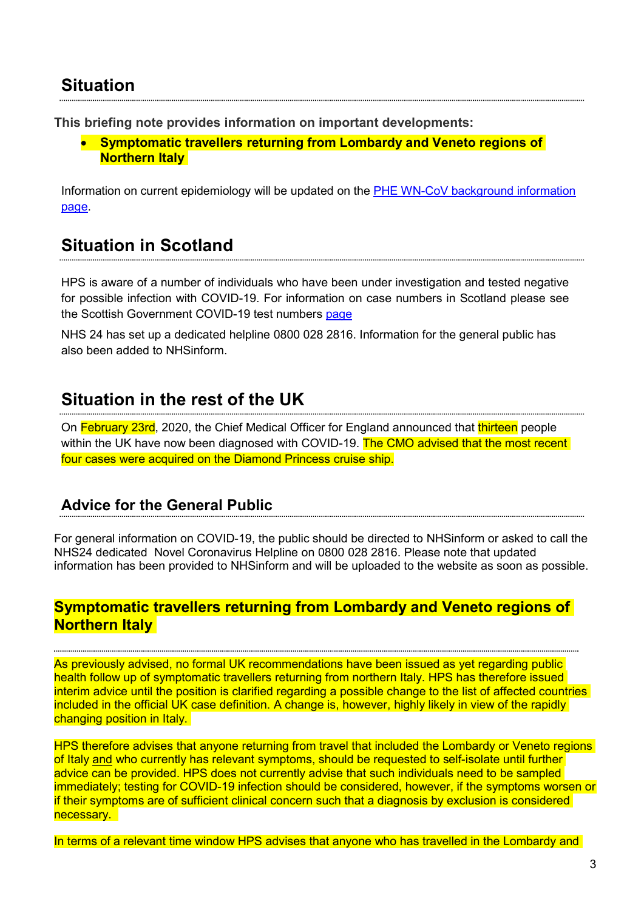## Situation

**This briefing note provides information on important developments:**

- **Symptomatic travellers returning from Lombardy and Veneto regions of Northern Italy**

Information on current epidemiology will be updated on the [PHE WN-CoV background information page](#).

## Situation in Scotland

HPS is aware of a number of individuals who have been under investigation and tested negative for possible infection with COVID-19. For information on case numbers in Scotland please see the Scottish Government COVID-19 test numbers [page](#)

NHS 24 has set up a dedicated helpline 0800 028 2816. Information for the general public has also been added to NHSinform.

## Situation in the rest of the UK

On February 23rd, 2020, the Chief Medical Officer for England announced that thirteen people within the UK have now been diagnosed with COVID-19. The CMO advised that the most recent four cases were acquired on the Diamond Princess cruise ship.

### Advice for the General Public

For general information on COVID-19, the public should be directed to NHSinform or asked to call the NHS24 dedicated Novel Coronavirus Helpline on 0800 028 2816. Please note that updated information has been provided to NHSinform and will be uploaded to the website as soon as possible.

## Symptomatic travellers returning from Lombardy and Veneto regions of Northern Italy

As previously advised, no formal UK recommendations have been issued as yet regarding public health follow up of symptomatic travellers returning from northern Italy. HPS has therefore issued interim advice until the position is clarified regarding a possible change to the list of affected countries included in the official UK case definition. A change is, however, highly likely in view of the rapidly changing position in Italy.

HPS therefore advises that anyone returning from travel that included the Lombardy or Veneto regions of Italy and who currently has relevant symptoms, should be requested to self-isolate until further advice can be provided. HPS does not currently advise that such individuals need to be sampled immediately; testing for COVID-19 infection should be considered, however, if the symptoms worsen or if their symptoms are of sufficient clinical concern such that a diagnosis by exclusion is considered necessary.

In terms of a relevant time window HPS advises that anyone who has travelled in the Lombardy and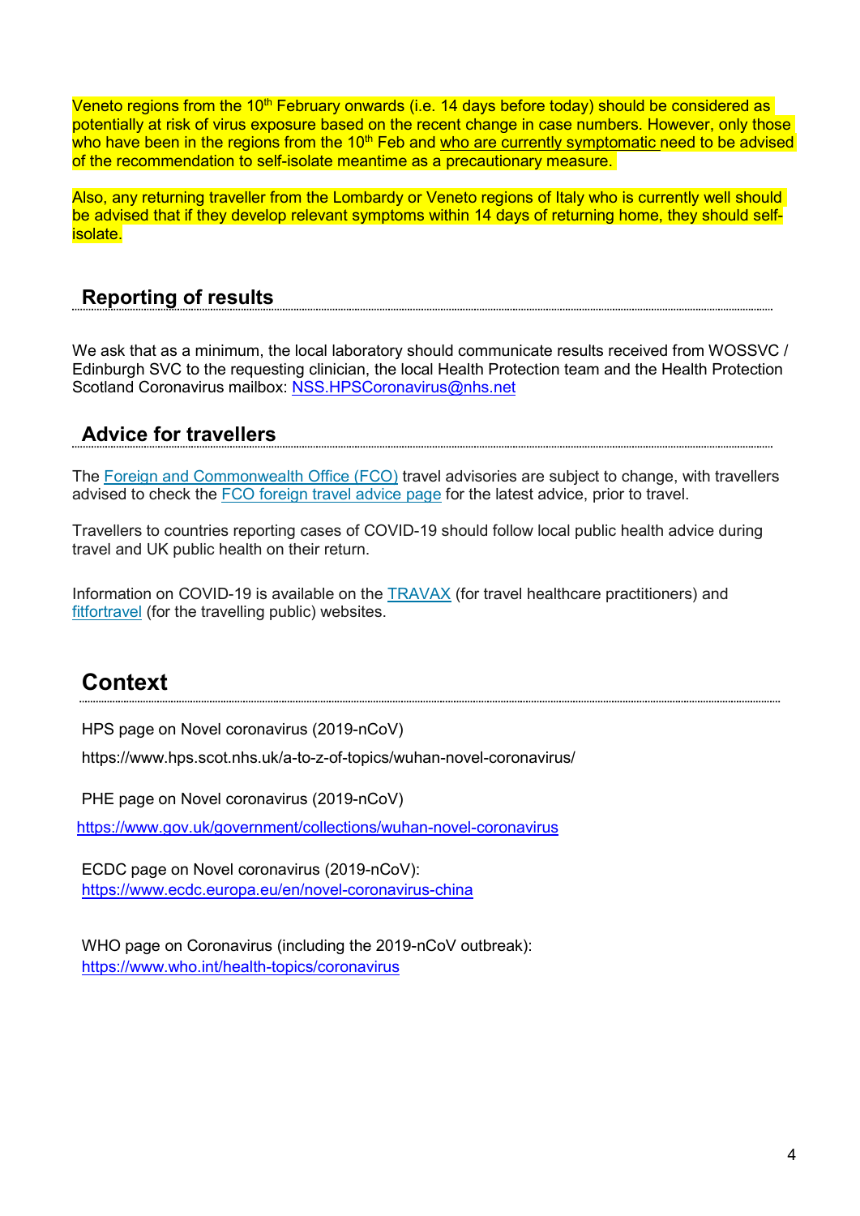Veneto regions from the 10th February onwards (i.e. 14 days before today) should be considered as potentially at risk of virus exposure based on the recent change in case numbers. However, only those who have been in the regions from the 10th Feb and who are currently symptomatic need to be advised of the recommendation to self-isolate meantime as a precautionary measure.

Also, any returning traveller from the Lombardy or Veneto regions of Italy who is currently well should be advised that if they develop relevant symptoms within 14 days of returning home, they should self-isolate.

## Reporting of results

We ask that as a minimum, the local laboratory should communicate results received from WOSSVC / Edinburgh SVC to the requesting clinician, the local Health Protection team and the Health Protection Scotland Coronavirus mailbox: NSS.HPSCoronavirus@nhs.net

## Advice for travellers

The Foreign and Commonwealth Office (FCO) travel advisories are subject to change, with travellers advised to check the FCO foreign travel advice page for the latest advice, prior to travel.

Travellers to countries reporting cases of COVID-19 should follow local public health advice during travel and UK public health on their return.

Information on COVID-19 is available on the TRAVAX (for travel healthcare practitioners) and fitfortravel (for the travelling public) websites.

# Context

HPS page on Novel coronavirus (2019-nCoV)

https://www.hps.scot.nhs.uk/a-to-z-of-topics/wuhan-novel-coronavirus/

PHE page on Novel coronavirus (2019-nCoV)

https://www.gov.uk/government/collections/wuhan-novel-coronavirus

ECDC page on Novel coronavirus (2019-nCoV):
https://www.ecdc.europa.eu/en/novel-coronavirus-china

WHO page on Coronavirus (including the 2019-nCoV outbreak):
https://www.who.int/health-topics/coronavirus